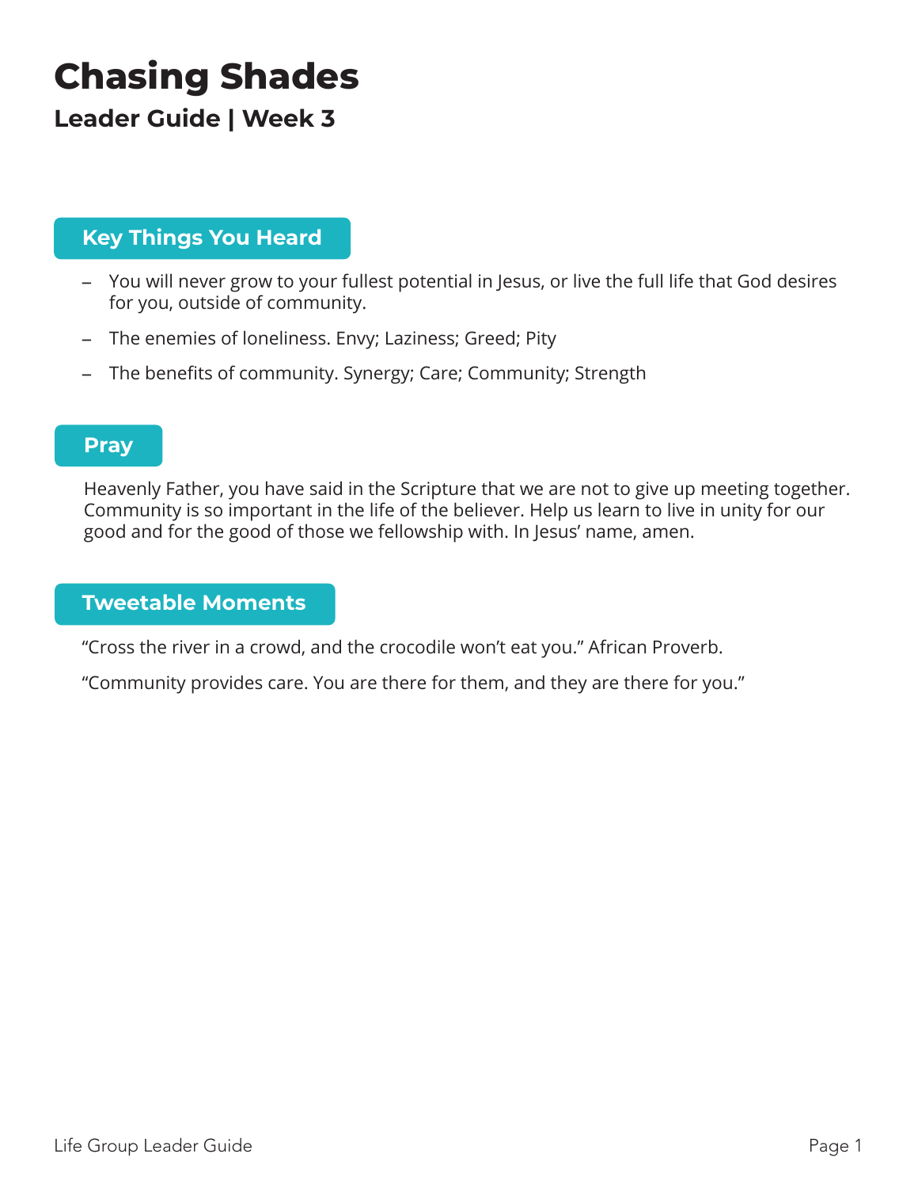# Chasing Shades

## Leader Guide | Week 3

### Key Things You Heard

- You will never grow to your fullest potential in Jesus, or live the full life that God desires for you, outside of community.
- The enemies of loneliness. Envy; Laziness; Greed; Pity
- The benefits of community. Synergy; Care; Community; Strength

### Pray

Heavenly Father, you have said in the Scripture that we are not to give up meeting together. Community is so important in the life of the believer. Help us learn to live in unity for our good and for the good of those we fellowship with. In Jesus' name, amen.

### Tweetable Moments

"Cross the river in a crowd, and the crocodile won't eat you." African Proverb.

"Community provides care. You are there for them, and they are there for you."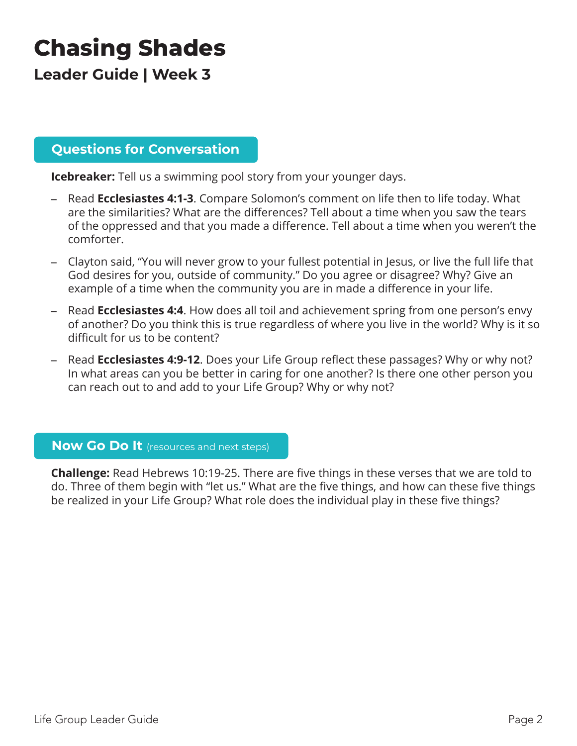# Chasing Shades

## Leader Guide | Week 3

### Questions for Conversation

**Icebreaker:** Tell us a swimming pool story from your younger days.

- Read **Ecclesiastes 4:1-3**. Compare Solomon's comment on life then to life today. What are the similarities? What are the differences? Tell about a time when you saw the tears of the oppressed and that you made a difference. Tell about a time when you weren't the comforter.
- Clayton said, "You will never grow to your fullest potential in Jesus, or live the full life that God desires for you, outside of community." Do you agree or disagree? Why? Give an example of a time when the community you are in made a difference in your life.
- Read **Ecclesiastes 4:4**. How does all toil and achievement spring from one person's envy of another? Do you think this is true regardless of where you live in the world? Why is it so difficult for us to be content?
- Read **Ecclesiastes 4:9-12**. Does your Life Group reflect these passages? Why or why not? In what areas can you be better in caring for one another? Is there one other person you can reach out to and add to your Life Group? Why or why not?

### Now Go Do It (resources and next steps)

**Challenge:** Read Hebrews 10:19-25. There are five things in these verses that we are told to do. Three of them begin with "let us." What are the five things, and how can these five things be realized in your Life Group? What role does the individual play in these five things?